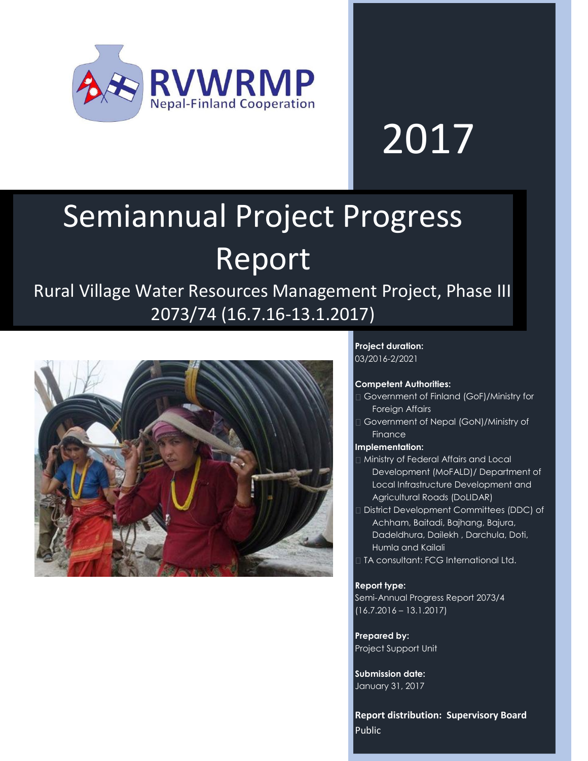RVWRMP
Nepal-Finland Cooperation

2017

# Semiannual Project Progress Report

## Rural Village Water Resources Management Project, Phase III 2073/74 (16.7.16-13.1.2017)

**Project duration:**
03/2016-2/2021

**Competent Authorities:**
- Government of Finland (GoF)/Ministry for Foreign Affairs
- Government of Nepal (GoN)/Ministry of Finance

**Implementation:**
- Ministry of Federal Affairs and Local Development (MoFALD)/ Department of Local Infrastructure Development and Agricultural Roads (DoLIDAR)
- District Development Committees (DDC) of Achham, Baitadi, Bajhang, Bajura, Dadeldhura, Dailekh , Darchula, Doti, Humla and Kailali
- TA consultant: FCG International Ltd.

**Report type:**
Semi-Annual Progress Report 2073/4 (16.7.2016 – 13.1.2017)

**Prepared by:**
Project Support Unit

**Submission date:**
January 31, 2017

**Report distribution: Supervisory Board**
Public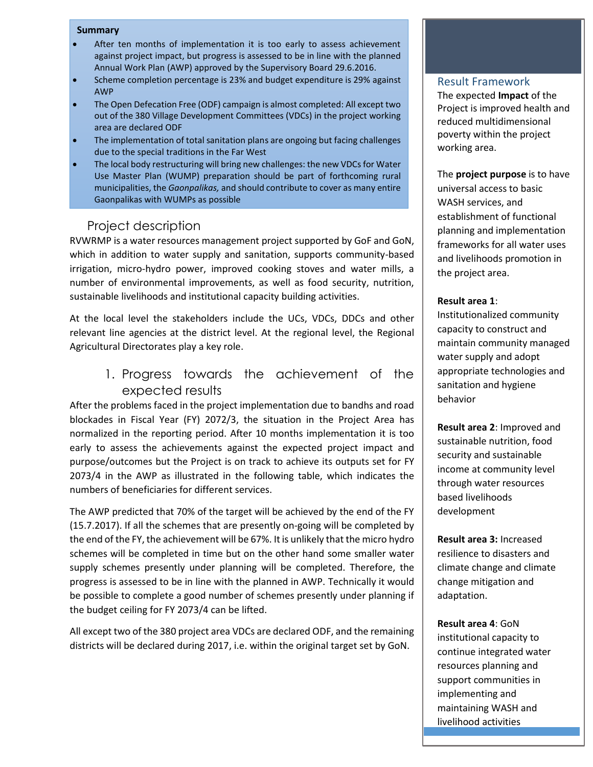**Summary**

- After ten months of implementation it is too early to assess achievement against project impact, but progress is assessed to be in line with the planned Annual Work Plan (AWP) approved by the Supervisory Board 29.6.2016.
- Scheme completion percentage is 23% and budget expenditure is 29% against AWP
- The Open Defecation Free (ODF) campaign is almost completed: All except two out of the 380 Village Development Committees (VDCs) in the project working area are declared ODF
- The implementation of total sanitation plans are ongoing but facing challenges due to the special traditions in the Far West
- The local body restructuring will bring new challenges: the new VDCs for Water Use Master Plan (WUMP) preparation should be part of forthcoming rural municipalities, the *Gaonpalikas,* and should contribute to cover as many entire Gaonpalikas with WUMPs as possible

## Project description

RVWRMP is a water resources management project supported by GoF and GoN, which in addition to water supply and sanitation, supports community-based irrigation, micro-hydro power, improved cooking stoves and water mills, a number of environmental improvements, as well as food security, nutrition, sustainable livelihoods and institutional capacity building activities.

At the local level the stakeholders include the UCs, VDCs, DDCs and other relevant line agencies at the district level. At the regional level, the Regional Agricultural Directorates play a key role.

## 1. Progress towards the achievement of the expected results

After the problems faced in the project implementation due to bandhs and road blockades in Fiscal Year (FY) 2072/3, the situation in the Project Area has normalized in the reporting period. After 10 months implementation it is too early to assess the achievements against the expected project impact and purpose/outcomes but the Project is on track to achieve its outputs set for FY 2073/4 in the AWP as illustrated in the following table, which indicates the numbers of beneficiaries for different services.

The AWP predicted that 70% of the target will be achieved by the end of the FY (15.7.2017). If all the schemes that are presently on-going will be completed by the end of the FY, the achievement will be 67%. It is unlikely that the micro hydro schemes will be completed in time but on the other hand some smaller water supply schemes presently under planning will be completed. Therefore, the progress is assessed to be in line with the planned in AWP. Technically it would be possible to complete a good number of schemes presently under planning if the budget ceiling for FY 2073/4 can be lifted.

All except two of the 380 project area VDCs are declared ODF, and the remaining districts will be declared during 2017, i.e. within the original target set by GoN.

### Result Framework

The expected **Impact** of the Project is improved health and reduced multidimensional poverty within the project working area.

The **project purpose** is to have universal access to basic WASH services, and establishment of functional planning and implementation frameworks for all water uses and livelihoods promotion in the project area.

**Result area 1**: Institutionalized community capacity to construct and maintain community managed water supply and adopt appropriate technologies and sanitation and hygiene behavior

**Result area 2**: Improved and sustainable nutrition, food security and sustainable income at community level through water resources based livelihoods development

**Result area 3:** Increased resilience to disasters and climate change and climate change mitigation and adaptation.

**Result area 4**: GoN institutional capacity to continue integrated water resources planning and support communities in implementing and maintaining WASH and livelihood activities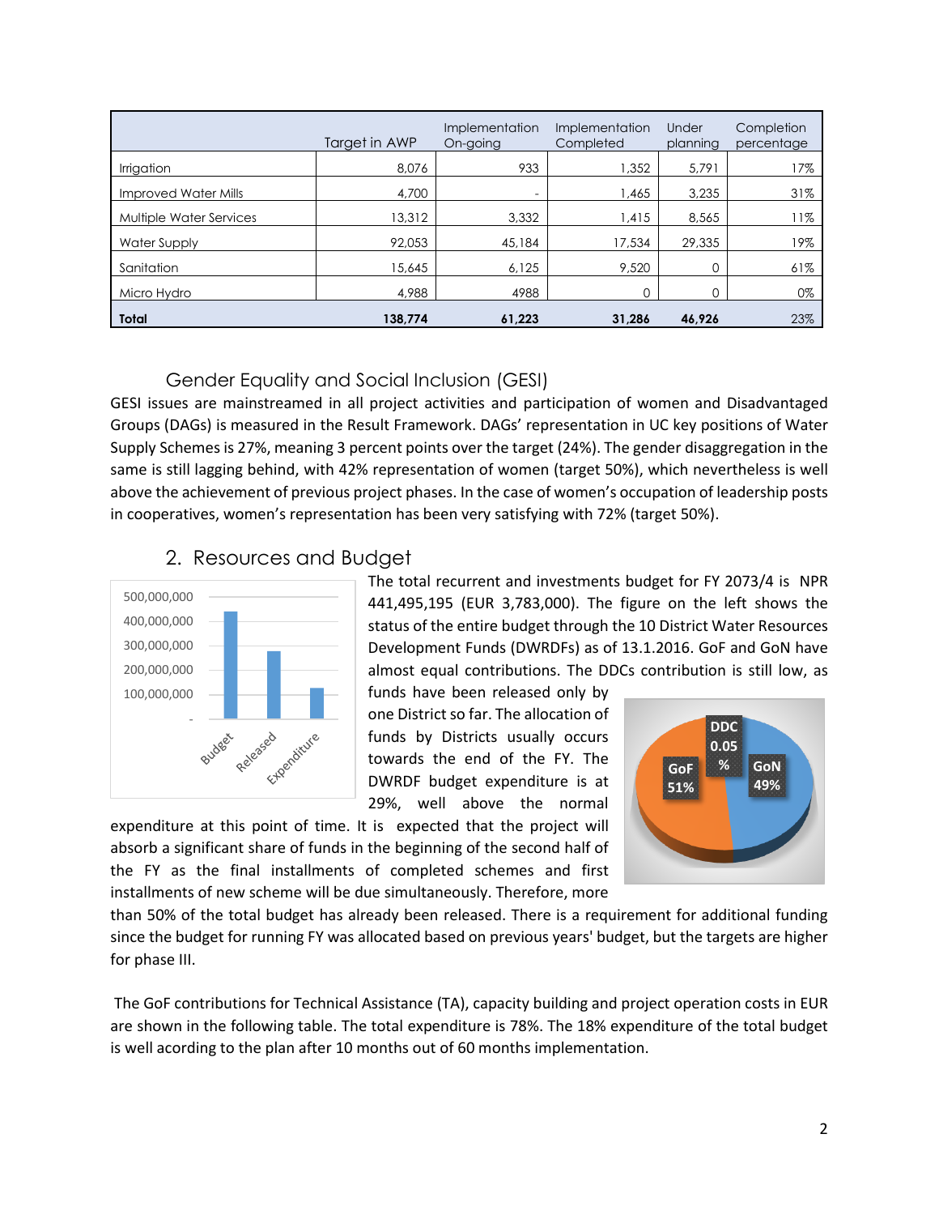| | Target in AWP | Implementation On-going | Implementation Completed | Under planning | Completion percentage |
|---|---|---|---|---|---|
| Irrigation | 8,076 | 933 | 1,352 | 5,791 | 17% |
| Improved Water Mills | 4,700 | - | 1,465 | 3,235 | 31% |
| Multiple Water Services | 13,312 | 3,332 | 1,415 | 8,565 | 11% |
| Water Supply | 92,053 | 45,184 | 17,534 | 29,335 | 19% |
| Sanitation | 15,645 | 6,125 | 9,520 | 0 | 61% |
| Micro Hydro | 4,988 | 4988 | 0 | 0 | 0% |
| **Total** | **138,774** | **61,223** | **31,286** | **46,926** | 23% |

### Gender Equality and Social Inclusion (GESI)

GESI issues are mainstreamed in all project activities and participation of women and Disadvantaged Groups (DAGs) is measured in the Result Framework. DAGs' representation in UC key positions of Water Supply Schemes is 27%, meaning 3 percent points over the target (24%). The gender disaggregation in the same is still lagging behind, with 42% representation of women (target 50%), which nevertheless is well above the achievement of previous project phases. In the case of women's occupation of leadership posts in cooperatives, women's representation has been very satisfying with 72% (target 50%).

## 2. Resources and Budget

The total recurrent and investments budget for FY 2073/4 is NPR 441,495,195 (EUR 3,783,000). The figure on the left shows the status of the entire budget through the 10 District Water Resources Development Funds (DWRDFs) as of 13.1.2016. GoF and GoN have almost equal contributions. The DDCs contribution is still low, as funds have been released only by one District so far. The allocation of funds by Districts usually occurs towards the end of the FY. The DWRDF budget expenditure is at 29%, well above the normal expenditure at this point of time. It is expected that the project will absorb a significant share of funds in the beginning of the second half of the FY as the final installments of completed schemes and first installments of new scheme will be due simultaneously. Therefore, more than 50% of the total budget has already been released. There is a requirement for additional funding since the budget for running FY was allocated based on previous years' budget, but the targets are higher for phase III.

The GoF contributions for Technical Assistance (TA), capacity building and project operation costs in EUR are shown in the following table. The total expenditure is 78%. The 18% expenditure of the total budget is well acording to the plan after 10 months out of 60 months implementation.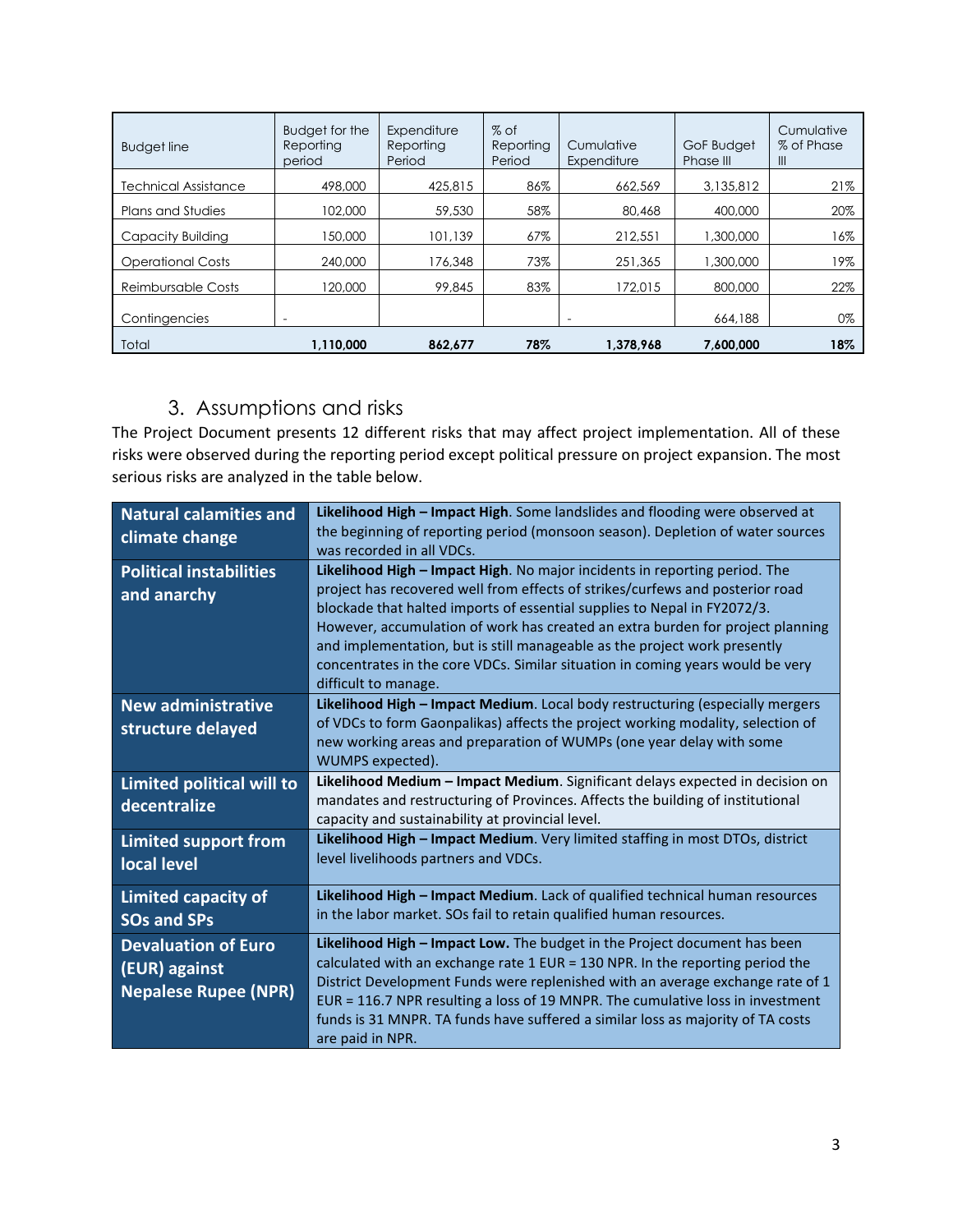| Budget line | Budget for the Reporting period | Expenditure Reporting Period | % of Reporting Period | Cumulative Expenditure | GoF Budget Phase III | Cumulative % of Phase III |
|---|---|---|---|---|---|---|
| Technical Assistance | 498,000 | 425,815 | 86% | 662,569 | 3,135,812 | 21% |
| Plans and Studies | 102,000 | 59,530 | 58% | 80,468 | 400,000 | 20% |
| Capacity Building | 150,000 | 101,139 | 67% | 212,551 | 1,300,000 | 16% |
| Operational Costs | 240,000 | 176,348 | 73% | 251,365 | 1,300,000 | 19% |
| Reimbursable Costs | 120,000 | 99,845 | 83% | 172,015 | 800,000 | 22% |
| Contingencies | - | | | - | 664,188 | 0% |
| Total | **1,110,000** | **862,677** | **78%** | **1,378,968** | **7,600,000** | **18%** |

## 3. Assumptions and risks

The Project Document presents 12 different risks that may affect project implementation. All of these risks were observed during the reporting period except political pressure on project expansion. The most serious risks are analyzed in the table below.

| | |
|---|---|
| **Natural calamities and climate change** | **Likelihood High – Impact High**. Some landslides and flooding were observed at the beginning of reporting period (monsoon season). Depletion of water sources was recorded in all VDCs. |
| **Political instabilities and anarchy** | **Likelihood High – Impact High**. No major incidents in reporting period. The project has recovered well from effects of strikes/curfews and posterior road blockade that halted imports of essential supplies to Nepal in FY2072/3. However, accumulation of work has created an extra burden for project planning and implementation, but is still manageable as the project work presently concentrates in the core VDCs. Similar situation in coming years would be very difficult to manage. |
| **New administrative structure delayed** | **Likelihood High – Impact Medium**. Local body restructuring (especially mergers of VDCs to form Gaonpalikas) affects the project working modality, selection of new working areas and preparation of WUMPs (one year delay with some WUMPS expected). |
| **Limited political will to decentralize** | **Likelihood Medium – Impact Medium**. Significant delays expected in decision on mandates and restructuring of Provinces. Affects the building of institutional capacity and sustainability at provincial level. |
| **Limited support from local level** | **Likelihood High – Impact Medium**. Very limited staffing in most DTOs, district level livelihoods partners and VDCs. |
| **Limited capacity of SOs and SPs** | **Likelihood High – Impact Medium**. Lack of qualified technical human resources in the labor market. SOs fail to retain qualified human resources. |
| **Devaluation of Euro (EUR) against Nepalese Rupee (NPR)** | **Likelihood High – Impact Low.** The budget in the Project document has been calculated with an exchange rate 1 EUR = 130 NPR. In the reporting period the District Development Funds were replenished with an average exchange rate of 1 EUR = 116.7 NPR resulting a loss of 19 MNPR. The cumulative loss in investment funds is 31 MNPR. TA funds have suffered a similar loss as majority of TA costs are paid in NPR. |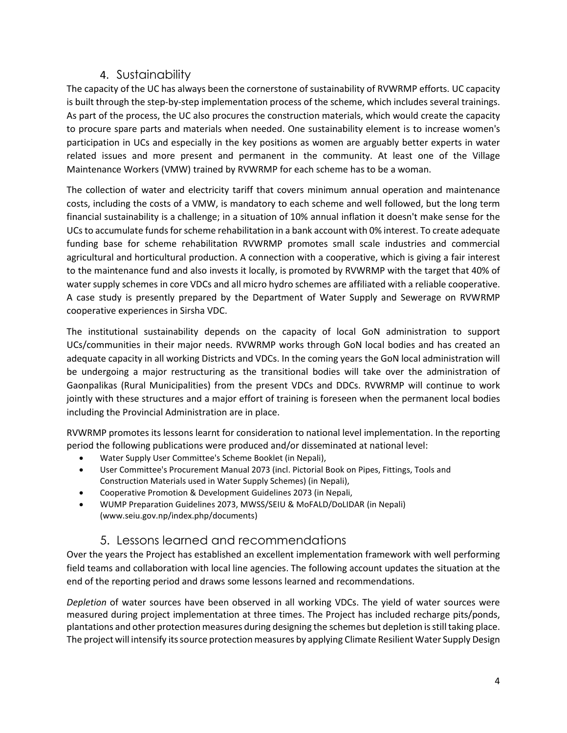## 4. Sustainability

The capacity of the UC has always been the cornerstone of sustainability of RVWRMP efforts. UC capacity is built through the step-by-step implementation process of the scheme, which includes several trainings. As part of the process, the UC also procures the construction materials, which would create the capacity to procure spare parts and materials when needed. One sustainability element is to increase women's participation in UCs and especially in the key positions as women are arguably better experts in water related issues and more present and permanent in the community. At least one of the Village Maintenance Workers (VMW) trained by RVWRMP for each scheme has to be a woman.

The collection of water and electricity tariff that covers minimum annual operation and maintenance costs, including the costs of a VMW, is mandatory to each scheme and well followed, but the long term financial sustainability is a challenge; in a situation of 10% annual inflation it doesn't make sense for the UCs to accumulate funds for scheme rehabilitation in a bank account with 0% interest. To create adequate funding base for scheme rehabilitation RVWRMP promotes small scale industries and commercial agricultural and horticultural production. A connection with a cooperative, which is giving a fair interest to the maintenance fund and also invests it locally, is promoted by RVWRMP with the target that 40% of water supply schemes in core VDCs and all micro hydro schemes are affiliated with a reliable cooperative. A case study is presently prepared by the Department of Water Supply and Sewerage on RVWRMP cooperative experiences in Sirsha VDC.

The institutional sustainability depends on the capacity of local GoN administration to support UCs/communities in their major needs. RVWRMP works through GoN local bodies and has created an adequate capacity in all working Districts and VDCs. In the coming years the GoN local administration will be undergoing a major restructuring as the transitional bodies will take over the administration of Gaonpalikas (Rural Municipalities) from the present VDCs and DDCs. RVWRMP will continue to work jointly with these structures and a major effort of training is foreseen when the permanent local bodies including the Provincial Administration are in place.

RVWRMP promotes its lessons learnt for consideration to national level implementation. In the reporting period the following publications were produced and/or disseminated at national level:

- Water Supply User Committee's Scheme Booklet (in Nepali),
- User Committee's Procurement Manual 2073 (incl. Pictorial Book on Pipes, Fittings, Tools and Construction Materials used in Water Supply Schemes) (in Nepali),
- Cooperative Promotion & Development Guidelines 2073 (in Nepali,
- WUMP Preparation Guidelines 2073, MWSS/SEIU & MoFALD/DoLIDAR (in Nepali) (www.seiu.gov.np/index.php/documents)

## 5. Lessons learned and recommendations

Over the years the Project has established an excellent implementation framework with well performing field teams and collaboration with local line agencies. The following account updates the situation at the end of the reporting period and draws some lessons learned and recommendations.

*Depletion* of water sources have been observed in all working VDCs. The yield of water sources were measured during project implementation at three times. The Project has included recharge pits/ponds, plantations and other protection measures during designing the schemes but depletion is still taking place. The project will intensify its source protection measures by applying Climate Resilient Water Supply Design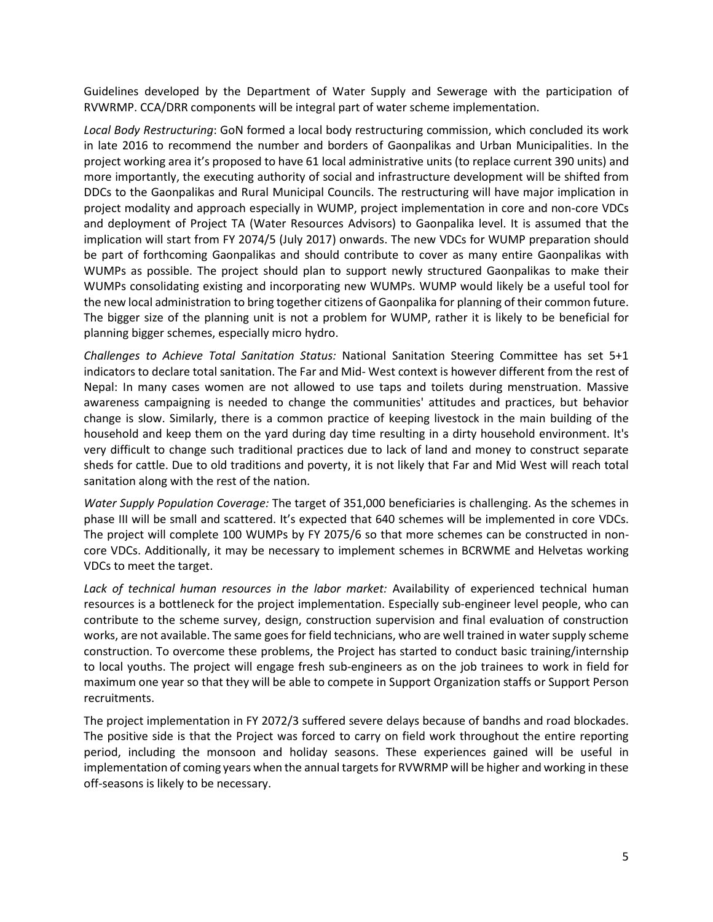Guidelines developed by the Department of Water Supply and Sewerage with the participation of RVWRMP. CCA/DRR components will be integral part of water scheme implementation.

*Local Body Restructuring*: GoN formed a local body restructuring commission, which concluded its work in late 2016 to recommend the number and borders of Gaonpalikas and Urban Municipalities. In the project working area it's proposed to have 61 local administrative units (to replace current 390 units) and more importantly, the executing authority of social and infrastructure development will be shifted from DDCs to the Gaonpalikas and Rural Municipal Councils. The restructuring will have major implication in project modality and approach especially in WUMP, project implementation in core and non-core VDCs and deployment of Project TA (Water Resources Advisors) to Gaonpalika level. It is assumed that the implication will start from FY 2074/5 (July 2017) onwards. The new VDCs for WUMP preparation should be part of forthcoming Gaonpalikas and should contribute to cover as many entire Gaonpalikas with WUMPs as possible. The project should plan to support newly structured Gaonpalikas to make their WUMPs consolidating existing and incorporating new WUMPs. WUMP would likely be a useful tool for the new local administration to bring together citizens of Gaonpalika for planning of their common future. The bigger size of the planning unit is not a problem for WUMP, rather it is likely to be beneficial for planning bigger schemes, especially micro hydro.

*Challenges to Achieve Total Sanitation Status:* National Sanitation Steering Committee has set 5+1 indicators to declare total sanitation. The Far and Mid- West context is however different from the rest of Nepal: In many cases women are not allowed to use taps and toilets during menstruation. Massive awareness campaigning is needed to change the communities' attitudes and practices, but behavior change is slow. Similarly, there is a common practice of keeping livestock in the main building of the household and keep them on the yard during day time resulting in a dirty household environment. It's very difficult to change such traditional practices due to lack of land and money to construct separate sheds for cattle. Due to old traditions and poverty, it is not likely that Far and Mid West will reach total sanitation along with the rest of the nation.

*Water Supply Population Coverage:* The target of 351,000 beneficiaries is challenging. As the schemes in phase III will be small and scattered. It's expected that 640 schemes will be implemented in core VDCs. The project will complete 100 WUMPs by FY 2075/6 so that more schemes can be constructed in non-core VDCs. Additionally, it may be necessary to implement schemes in BCRWME and Helvetas working VDCs to meet the target.

*Lack of technical human resources in the labor market:* Availability of experienced technical human resources is a bottleneck for the project implementation. Especially sub-engineer level people, who can contribute to the scheme survey, design, construction supervision and final evaluation of construction works, are not available. The same goes for field technicians, who are well trained in water supply scheme construction. To overcome these problems, the Project has started to conduct basic training/internship to local youths. The project will engage fresh sub-engineers as on the job trainees to work in field for maximum one year so that they will be able to compete in Support Organization staffs or Support Person recruitments.

The project implementation in FY 2072/3 suffered severe delays because of bandhs and road blockades. The positive side is that the Project was forced to carry on field work throughout the entire reporting period, including the monsoon and holiday seasons. These experiences gained will be useful in implementation of coming years when the annual targets for RVWRMP will be higher and working in these off-seasons is likely to be necessary.